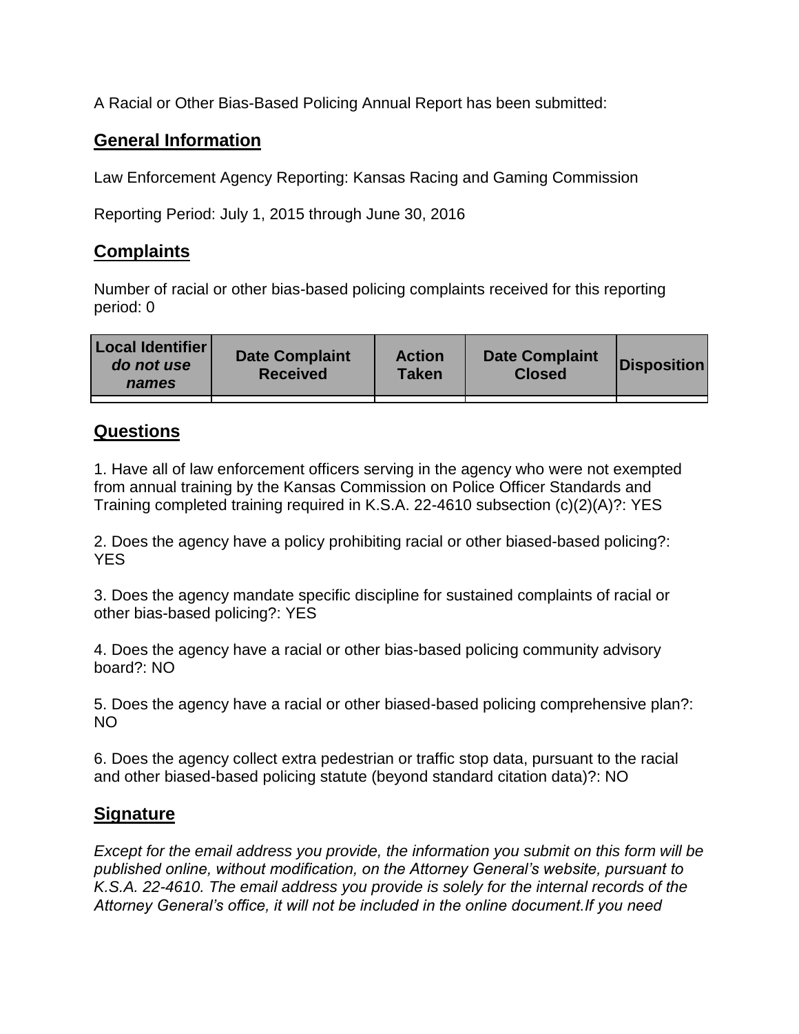A Racial or Other Bias-Based Policing Annual Report has been submitted:

## General Information

Law Enforcement Agency Reporting: Kansas Racing and Gaming Commission

Reporting Period: July 1, 2015 through June 30, 2016

## Complaints

Number of racial or other bias-based policing complaints received for this reporting period: 0

| Local Identifier *do not use names* | Date Complaint Received | Action Taken | Date Complaint Closed | Disposition |
|---|---|---|---|---|
| | | | | |

## Questions

1. Have all of law enforcement officers serving in the agency who were not exempted from annual training by the Kansas Commission on Police Officer Standards and Training completed training required in K.S.A. 22-4610 subsection (c)(2)(A)?: YES

2. Does the agency have a policy prohibiting racial or other biased-based policing?: YES

3. Does the agency mandate specific discipline for sustained complaints of racial or other bias-based policing?: YES

4. Does the agency have a racial or other bias-based policing community advisory board?: NO

5. Does the agency have a racial or other biased-based policing comprehensive plan?: NO

6. Does the agency collect extra pedestrian or traffic stop data, pursuant to the racial and other biased-based policing statute (beyond standard citation data)?: NO

## Signature

*Except for the email address you provide, the information you submit on this form will be published online, without modification, on the Attorney General's website, pursuant to K.S.A. 22-4610. The email address you provide is solely for the internal records of the Attorney General's office, it will not be included in the online document.If you need*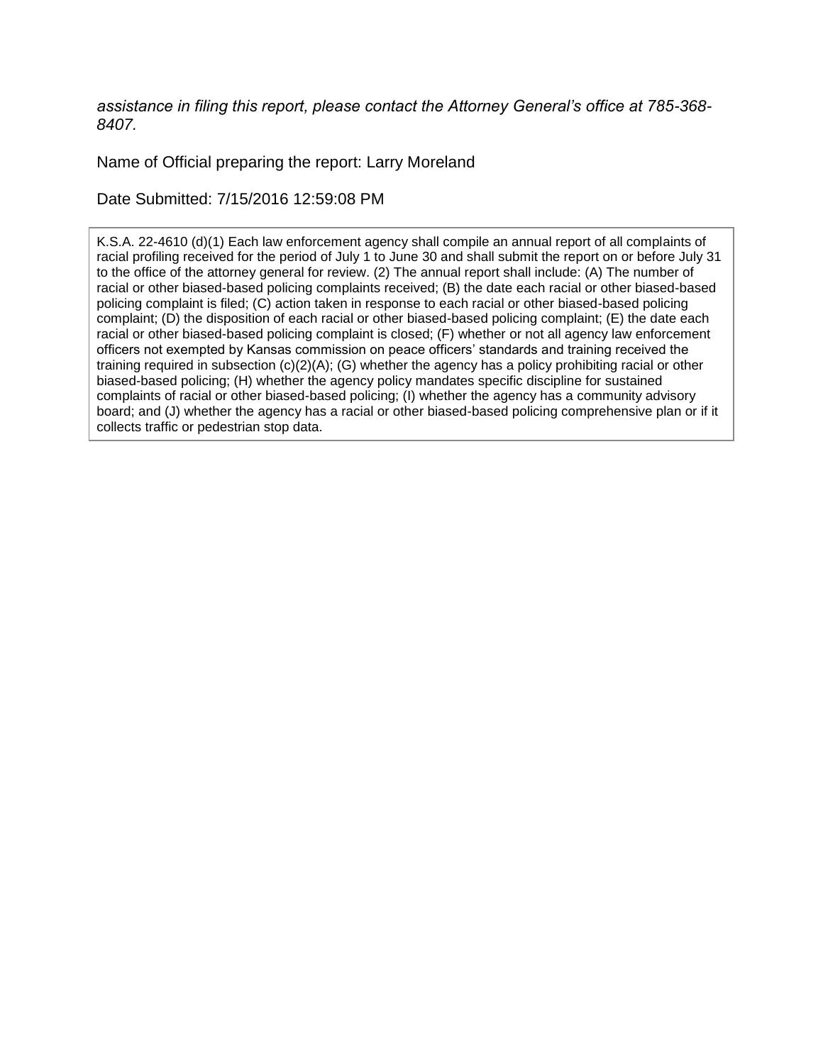*assistance in filing this report, please contact the Attorney General's office at 785-368-8407.*

Name of Official preparing the report: Larry Moreland

Date Submitted: 7/15/2016 12:59:08 PM

K.S.A. 22-4610 (d)(1) Each law enforcement agency shall compile an annual report of all complaints of racial profiling received for the period of July 1 to June 30 and shall submit the report on or before July 31 to the office of the attorney general for review. (2) The annual report shall include: (A) The number of racial or other biased-based policing complaints received; (B) the date each racial or other biased-based policing complaint is filed; (C) action taken in response to each racial or other biased-based policing complaint; (D) the disposition of each racial or other biased-based policing complaint; (E) the date each racial or other biased-based policing complaint is closed; (F) whether or not all agency law enforcement officers not exempted by Kansas commission on peace officers' standards and training received the training required in subsection (c)(2)(A); (G) whether the agency has a policy prohibiting racial or other biased-based policing; (H) whether the agency policy mandates specific discipline for sustained complaints of racial or other biased-based policing; (I) whether the agency has a community advisory board; and (J) whether the agency has a racial or other biased-based policing comprehensive plan or if it collects traffic or pedestrian stop data.